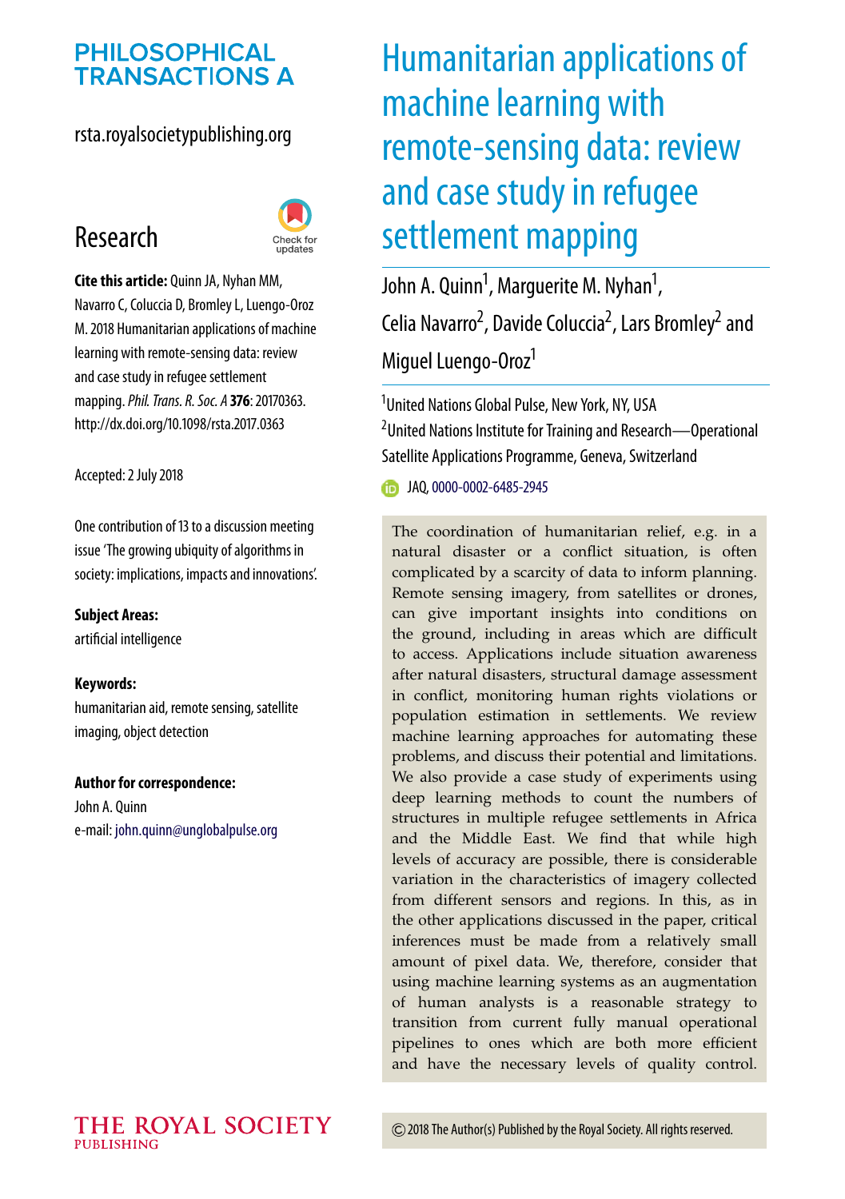# Humanitarian applications of machine learning with remote-sensing data: review and case study in refugee settlement mapping

John A. Quinn[1], Marguerite M. Nyhan[1], Celia Navarro[2], Davide Coluccia[2], Lars Bromley[2] and Miguel Luengo-Oroz[1]

[1]United Nations Global Pulse, New York, NY, USA

[2]United Nations Institute for Training and Research—Operational Satellite Applications Programme, Geneva, Switzerland

JAQ, 0000-0002-6485-2945

PHILOSOPHICAL TRANSACTIONS A

rsta.royalsocietypublishing.org

Research

**Cite this article:** Quinn JA, Nyhan MM, Navarro C, Coluccia D, Bromley L, Luengo-Oroz M. 2018 Humanitarian applications of machine learning with remote-sensing data: review and case study in refugee settlement mapping. *Phil. Trans. R. Soc. A* **376**: 20170363. http://dx.doi.org/10.1098/rsta.2017.0363

Accepted: 2 July 2018

One contribution of 13 to a discussion meeting issue 'The growing ubiquity of algorithms in society: implications, impacts and innovations'.

**Subject Areas:**
artificial intelligence

**Keywords:**
humanitarian aid, remote sensing, satellite imaging, object detection

**Author for correspondence:**
John A. Quinn
e-mail: john.quinn@unglobalpulse.org

The coordination of humanitarian relief, e.g. in a natural disaster or a conflict situation, is often complicated by a scarcity of data to inform planning. Remote sensing imagery, from satellites or drones, can give important insights into conditions on the ground, including in areas which are difficult to access. Applications include situation awareness after natural disasters, structural damage assessment in conflict, monitoring human rights violations or population estimation in settlements. We review machine learning approaches for automating these problems, and discuss their potential and limitations. We also provide a case study of experiments using deep learning methods to count the numbers of structures in multiple refugee settlements in Africa and the Middle East. We find that while high levels of accuracy are possible, there is considerable variation in the characteristics of imagery collected from different sensors and regions. In this, as in the other applications discussed in the paper, critical inferences must be made from a relatively small amount of pixel data. We, therefore, consider that using machine learning systems as an augmentation of human analysts is a reasonable strategy to transition from current fully manual operational pipelines to ones which are both more efficient and have the necessary levels of quality control.

© 2018 The Author(s) Published by the Royal Society. All rights reserved.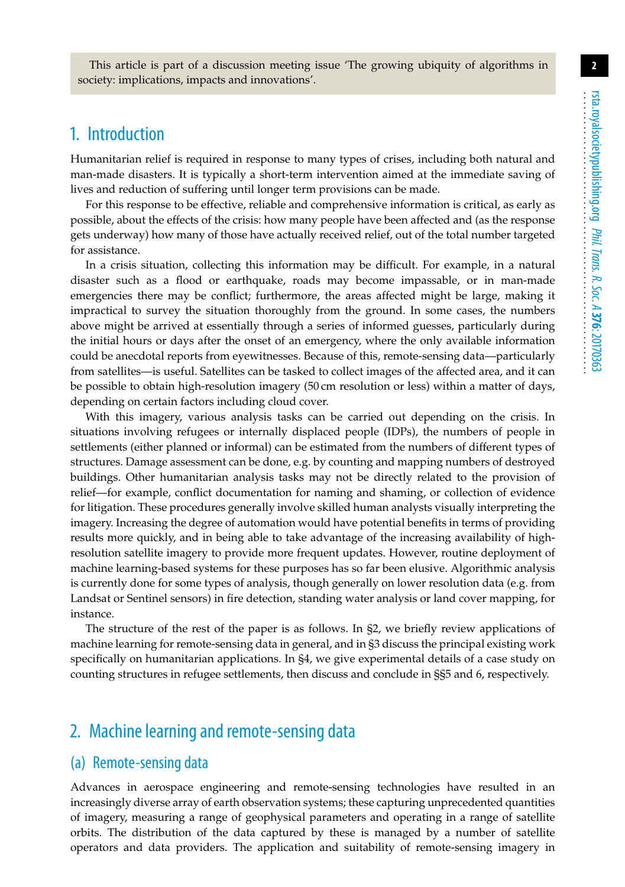This article is part of a discussion meeting issue 'The growing ubiquity of algorithms in society: implications, impacts and innovations'.

## 1. Introduction

Humanitarian relief is required in response to many types of crises, including both natural and man-made disasters. It is typically a short-term intervention aimed at the immediate saving of lives and reduction of suffering until longer term provisions can be made.

For this response to be effective, reliable and comprehensive information is critical, as early as possible, about the effects of the crisis: how many people have been affected and (as the response gets underway) how many of those have actually received relief, out of the total number targeted for assistance.

In a crisis situation, collecting this information may be difficult. For example, in a natural disaster such as a flood or earthquake, roads may become impassable, or in man-made emergencies there may be conflict; furthermore, the areas affected might be large, making it impractical to survey the situation thoroughly from the ground. In some cases, the numbers above might be arrived at essentially through a series of informed guesses, particularly during the initial hours or days after the onset of an emergency, where the only available information could be anecdotal reports from eyewitnesses. Because of this, remote-sensing data—particularly from satellites—is useful. Satellites can be tasked to collect images of the affected area, and it can be possible to obtain high-resolution imagery (50 cm resolution or less) within a matter of days, depending on certain factors including cloud cover.

With this imagery, various analysis tasks can be carried out depending on the crisis. In situations involving refugees or internally displaced people (IDPs), the numbers of people in settlements (either planned or informal) can be estimated from the numbers of different types of structures. Damage assessment can be done, e.g. by counting and mapping numbers of destroyed buildings. Other humanitarian analysis tasks may not be directly related to the provision of relief—for example, conflict documentation for naming and shaming, or collection of evidence for litigation. These procedures generally involve skilled human analysts visually interpreting the imagery. Increasing the degree of automation would have potential benefits in terms of providing results more quickly, and in being able to take advantage of the increasing availability of high-resolution satellite imagery to provide more frequent updates. However, routine deployment of machine learning-based systems for these purposes has so far been elusive. Algorithmic analysis is currently done for some types of analysis, though generally on lower resolution data (e.g. from Landsat or Sentinel sensors) in fire detection, standing water analysis or land cover mapping, for instance.

The structure of the rest of the paper is as follows. In §2, we briefly review applications of machine learning for remote-sensing data in general, and in §3 discuss the principal existing work specifically on humanitarian applications. In §4, we give experimental details of a case study on counting structures in refugee settlements, then discuss and conclude in §§5 and 6, respectively.

## 2. Machine learning and remote-sensing data

### (a) Remote-sensing data

Advances in aerospace engineering and remote-sensing technologies have resulted in an increasingly diverse array of earth observation systems; these capturing unprecedented quantities of imagery, measuring a range of geophysical parameters and operating in a range of satellite orbits. The distribution of the data captured by these is managed by a number of satellite operators and data providers. The application and suitability of remote-sensing imagery in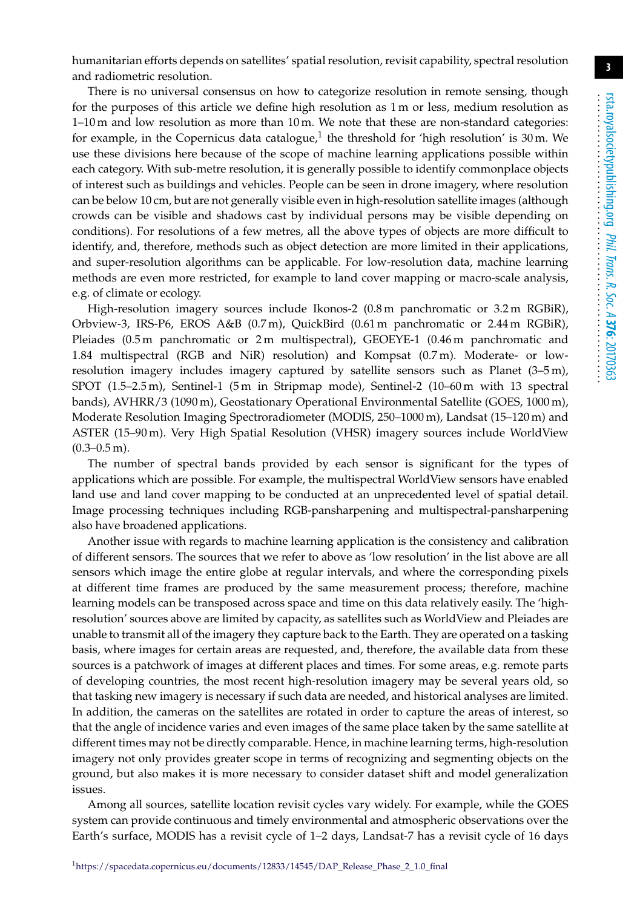humanitarian efforts depends on satellites' spatial resolution, revisit capability, spectral resolution and radiometric resolution.

There is no universal consensus on how to categorize resolution in remote sensing, though for the purposes of this article we define high resolution as 1 m or less, medium resolution as 1–10 m and low resolution as more than 10 m. We note that these are non-standard categories: for example, in the Copernicus data catalogue,[1] the threshold for 'high resolution' is 30 m. We use these divisions here because of the scope of machine learning applications possible within each category. With sub-metre resolution, it is generally possible to identify commonplace objects of interest such as buildings and vehicles. People can be seen in drone imagery, where resolution can be below 10 cm, but are not generally visible even in high-resolution satellite images (although crowds can be visible and shadows cast by individual persons may be visible depending on conditions). For resolutions of a few metres, all the above types of objects are more difficult to identify, and, therefore, methods such as object detection are more limited in their applications, and super-resolution algorithms can be applicable. For low-resolution data, machine learning methods are even more restricted, for example to land cover mapping or macro-scale analysis, e.g. of climate or ecology.

High-resolution imagery sources include Ikonos-2 (0.8 m panchromatic or 3.2 m RGBiR), Orbview-3, IRS-P6, EROS A&B (0.7 m), QuickBird (0.61 m panchromatic or 2.44 m RGBiR), Pleiades (0.5 m panchromatic or 2 m multispectral), GEOEYE-1 (0.46 m panchromatic and 1.84 multispectral (RGB and NiR) resolution) and Kompsat (0.7 m). Moderate- or low-resolution imagery includes imagery captured by satellite sensors such as Planet (3–5 m), SPOT (1.5–2.5 m), Sentinel-1 (5 m in Stripmap mode), Sentinel-2 (10–60 m with 13 spectral bands), AVHRR/3 (1090 m), Geostationary Operational Environmental Satellite (GOES, 1000 m), Moderate Resolution Imaging Spectroradiometer (MODIS, 250–1000 m), Landsat (15–120 m) and ASTER (15–90 m). Very High Spatial Resolution (VHSR) imagery sources include WorldView (0.3–0.5 m).

The number of spectral bands provided by each sensor is significant for the types of applications which are possible. For example, the multispectral WorldView sensors have enabled land use and land cover mapping to be conducted at an unprecedented level of spatial detail. Image processing techniques including RGB-pansharpening and multispectral-pansharpening also have broadened applications.

Another issue with regards to machine learning application is the consistency and calibration of different sensors. The sources that we refer to above as 'low resolution' in the list above are all sensors which image the entire globe at regular intervals, and where the corresponding pixels at different time frames are produced by the same measurement process; therefore, machine learning models can be transposed across space and time on this data relatively easily. The 'high-resolution' sources above are limited by capacity, as satellites such as WorldView and Pleiades are unable to transmit all of the imagery they capture back to the Earth. They are operated on a tasking basis, where images for certain areas are requested, and, therefore, the available data from these sources is a patchwork of images at different places and times. For some areas, e.g. remote parts of developing countries, the most recent high-resolution imagery may be several years old, so that tasking new imagery is necessary if such data are needed, and historical analyses are limited. In addition, the cameras on the satellites are rotated in order to capture the areas of interest, so that the angle of incidence varies and even images of the same place taken by the same satellite at different times may not be directly comparable. Hence, in machine learning terms, high-resolution imagery not only provides greater scope in terms of recognizing and segmenting objects on the ground, but also makes it is more necessary to consider dataset shift and model generalization issues.

Among all sources, satellite location revisit cycles vary widely. For example, while the GOES system can provide continuous and timely environmental and atmospheric observations over the Earth's surface, MODIS has a revisit cycle of 1–2 days, Landsat-7 has a revisit cycle of 16 days

[1] https://spacedata.copernicus.eu/documents/12833/14545/DAP_Release_Phase_2_1.0_final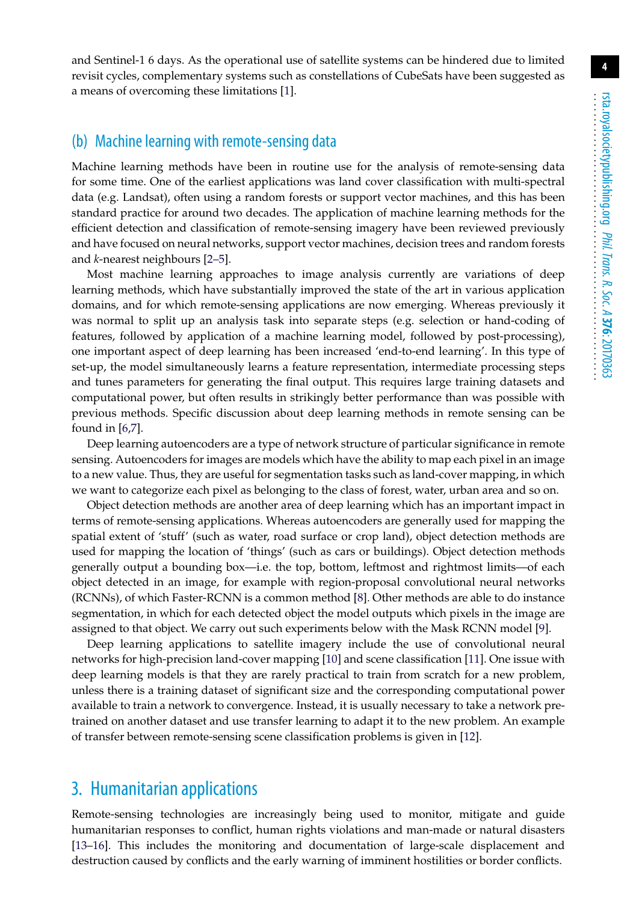and Sentinel-1 6 days. As the operational use of satellite systems can be hindered due to limited revisit cycles, complementary systems such as constellations of CubeSats have been suggested as a means of overcoming these limitations [1].

## (b) Machine learning with remote-sensing data

Machine learning methods have been in routine use for the analysis of remote-sensing data for some time. One of the earliest applications was land cover classification with multi-spectral data (e.g. Landsat), often using a random forests or support vector machines, and this has been standard practice for around two decades. The application of machine learning methods for the efficient detection and classification of remote-sensing imagery have been reviewed previously and have focused on neural networks, support vector machines, decision trees and random forests and *k*-nearest neighbours [2–5].

Most machine learning approaches to image analysis currently are variations of deep learning methods, which have substantially improved the state of the art in various application domains, and for which remote-sensing applications are now emerging. Whereas previously it was normal to split up an analysis task into separate steps (e.g. selection or hand-coding of features, followed by application of a machine learning model, followed by post-processing), one important aspect of deep learning has been increased 'end-to-end learning'. In this type of set-up, the model simultaneously learns a feature representation, intermediate processing steps and tunes parameters for generating the final output. This requires large training datasets and computational power, but often results in strikingly better performance than was possible with previous methods. Specific discussion about deep learning methods in remote sensing can be found in [6,7].

Deep learning autoencoders are a type of network structure of particular significance in remote sensing. Autoencoders for images are models which have the ability to map each pixel in an image to a new value. Thus, they are useful for segmentation tasks such as land-cover mapping, in which we want to categorize each pixel as belonging to the class of forest, water, urban area and so on.

Object detection methods are another area of deep learning which has an important impact in terms of remote-sensing applications. Whereas autoencoders are generally used for mapping the spatial extent of 'stuff' (such as water, road surface or crop land), object detection methods are used for mapping the location of 'things' (such as cars or buildings). Object detection methods generally output a bounding box—i.e. the top, bottom, leftmost and rightmost limits—of each object detected in an image, for example with region-proposal convolutional neural networks (RCNNs), of which Faster-RCNN is a common method [8]. Other methods are able to do instance segmentation, in which for each detected object the model outputs which pixels in the image are assigned to that object. We carry out such experiments below with the Mask RCNN model [9].

Deep learning applications to satellite imagery include the use of convolutional neural networks for high-precision land-cover mapping [10] and scene classification [11]. One issue with deep learning models is that they are rarely practical to train from scratch for a new problem, unless there is a training dataset of significant size and the corresponding computational power available to train a network to convergence. Instead, it is usually necessary to take a network pre-trained on another dataset and use transfer learning to adapt it to the new problem. An example of transfer between remote-sensing scene classification problems is given in [12].

# 3. Humanitarian applications

Remote-sensing technologies are increasingly being used to monitor, mitigate and guide humanitarian responses to conflict, human rights violations and man-made or natural disasters [13–16]. This includes the monitoring and documentation of large-scale displacement and destruction caused by conflicts and the early warning of imminent hostilities or border conflicts.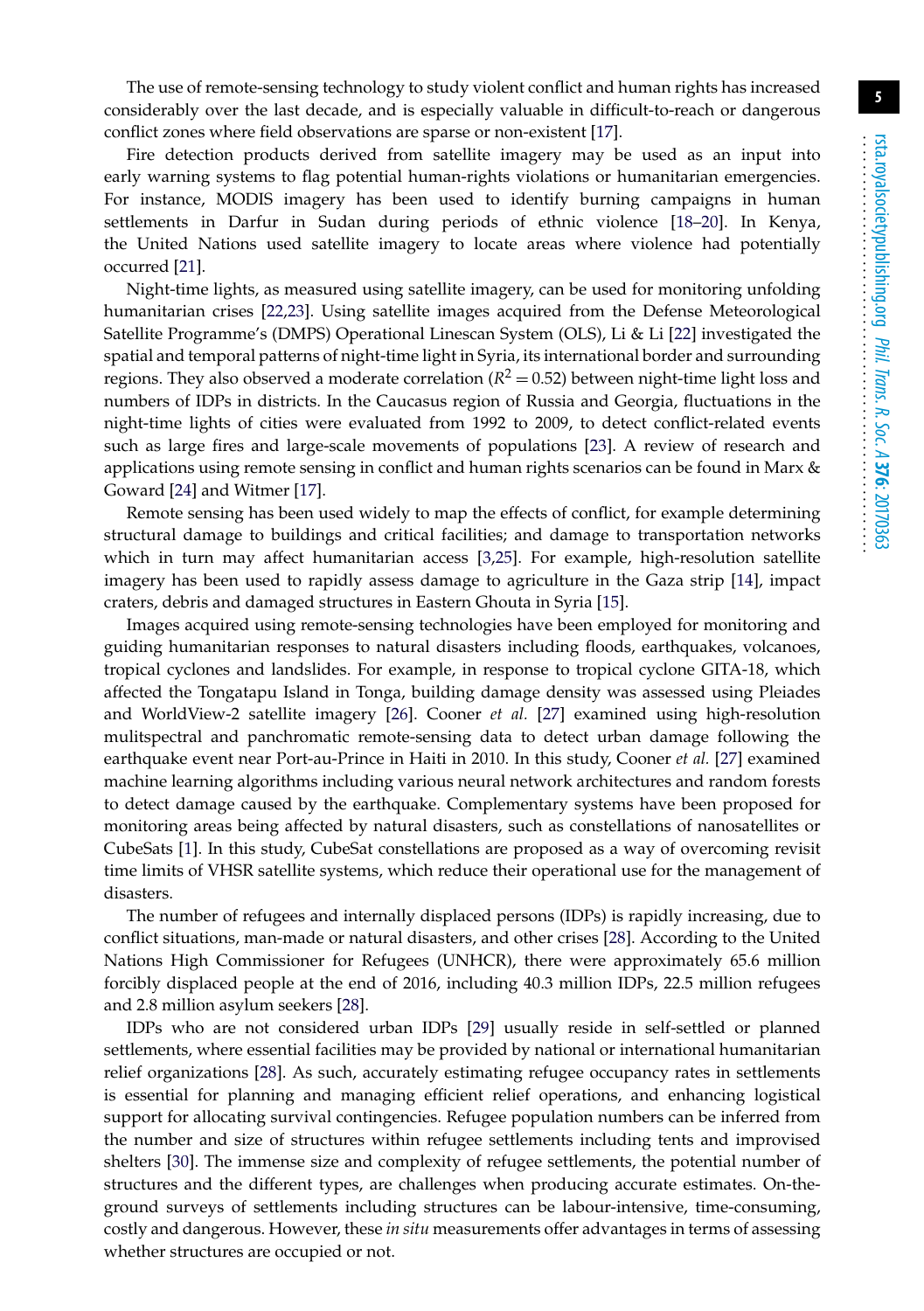The use of remote-sensing technology to study violent conflict and human rights has increased considerably over the last decade, and is especially valuable in difficult-to-reach or dangerous conflict zones where field observations are sparse or non-existent [17].

Fire detection products derived from satellite imagery may be used as an input into early warning systems to flag potential human-rights violations or humanitarian emergencies. For instance, MODIS imagery has been used to identify burning campaigns in human settlements in Darfur in Sudan during periods of ethnic violence [18–20]. In Kenya, the United Nations used satellite imagery to locate areas where violence had potentially occurred [21].

Night-time lights, as measured using satellite imagery, can be used for monitoring unfolding humanitarian crises [22,23]. Using satellite images acquired from the Defense Meteorological Satellite Programme's (DMPS) Operational Linescan System (OLS), Li & Li [22] investigated the spatial and temporal patterns of night-time light in Syria, its international border and surrounding regions. They also observed a moderate correlation ($R^2 = 0.52$) between night-time light loss and numbers of IDPs in districts. In the Caucasus region of Russia and Georgia, fluctuations in the night-time lights of cities were evaluated from 1992 to 2009, to detect conflict-related events such as large fires and large-scale movements of populations [23]. A review of research and applications using remote sensing in conflict and human rights scenarios can be found in Marx & Goward [24] and Witmer [17].

Remote sensing has been used widely to map the effects of conflict, for example determining structural damage to buildings and critical facilities; and damage to transportation networks which in turn may affect humanitarian access [3,25]. For example, high-resolution satellite imagery has been used to rapidly assess damage to agriculture in the Gaza strip [14], impact craters, debris and damaged structures in Eastern Ghouta in Syria [15].

Images acquired using remote-sensing technologies have been employed for monitoring and guiding humanitarian responses to natural disasters including floods, earthquakes, volcanoes, tropical cyclones and landslides. For example, in response to tropical cyclone GITA-18, which affected the Tongatapu Island in Tonga, building damage density was assessed using Pleiades and WorldView-2 satellite imagery [26]. Cooner *et al.* [27] examined using high-resolution mulitspectral and panchromatic remote-sensing data to detect urban damage following the earthquake event near Port-au-Prince in Haiti in 2010. In this study, Cooner *et al.* [27] examined machine learning algorithms including various neural network architectures and random forests to detect damage caused by the earthquake. Complementary systems have been proposed for monitoring areas being affected by natural disasters, such as constellations of nanosatellites or CubeSats [1]. In this study, CubeSat constellations are proposed as a way of overcoming revisit time limits of VHSR satellite systems, which reduce their operational use for the management of disasters.

The number of refugees and internally displaced persons (IDPs) is rapidly increasing, due to conflict situations, man-made or natural disasters, and other crises [28]. According to the United Nations High Commissioner for Refugees (UNHCR), there were approximately 65.6 million forcibly displaced people at the end of 2016, including 40.3 million IDPs, 22.5 million refugees and 2.8 million asylum seekers [28].

IDPs who are not considered urban IDPs [29] usually reside in self-settled or planned settlements, where essential facilities may be provided by national or international humanitarian relief organizations [28]. As such, accurately estimating refugee occupancy rates in settlements is essential for planning and managing efficient relief operations, and enhancing logistical support for allocating survival contingencies. Refugee population numbers can be inferred from the number and size of structures within refugee settlements including tents and improvised shelters [30]. The immense size and complexity of refugee settlements, the potential number of structures and the different types, are challenges when producing accurate estimates. On-the-ground surveys of settlements including structures can be labour-intensive, time-consuming, costly and dangerous. However, these *in situ* measurements offer advantages in terms of assessing whether structures are occupied or not.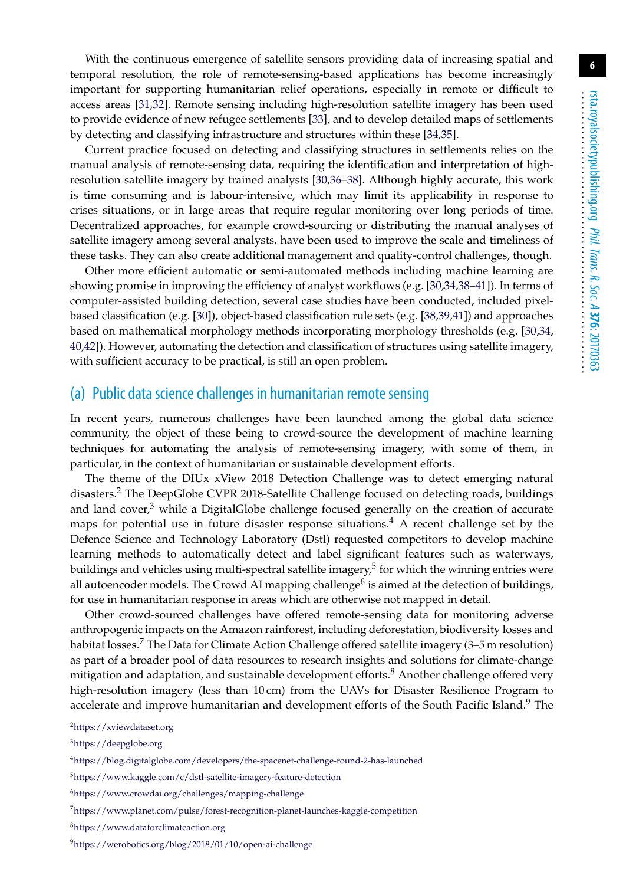With the continuous emergence of satellite sensors providing data of increasing spatial and temporal resolution, the role of remote-sensing-based applications has become increasingly important for supporting humanitarian relief operations, especially in remote or difficult to access areas [31,32]. Remote sensing including high-resolution satellite imagery has been used to provide evidence of new refugee settlements [33], and to develop detailed maps of settlements by detecting and classifying infrastructure and structures within these [34,35].

Current practice focused on detecting and classifying structures in settlements relies on the manual analysis of remote-sensing data, requiring the identification and interpretation of high-resolution satellite imagery by trained analysts [30,36–38]. Although highly accurate, this work is time consuming and is labour-intensive, which may limit its applicability in response to crises situations, or in large areas that require regular monitoring over long periods of time. Decentralized approaches, for example crowd-sourcing or distributing the manual analyses of satellite imagery among several analysts, have been used to improve the scale and timeliness of these tasks. They can also create additional management and quality-control challenges, though.

Other more efficient automatic or semi-automated methods including machine learning are showing promise in improving the efficiency of analyst workflows (e.g. [30,34,38–41]). In terms of computer-assisted building detection, several case studies have been conducted, included pixel-based classification (e.g. [30]), object-based classification rule sets (e.g. [38,39,41]) and approaches based on mathematical morphology methods incorporating morphology thresholds (e.g. [30,34, 40,42]). However, automating the detection and classification of structures using satellite imagery, with sufficient accuracy to be practical, is still an open problem.

## (a) Public data science challenges in humanitarian remote sensing

In recent years, numerous challenges have been launched among the global data science community, the object of these being to crowd-source the development of machine learning techniques for automating the analysis of remote-sensing imagery, with some of them, in particular, in the context of humanitarian or sustainable development efforts.

The theme of the DIUx xView 2018 Detection Challenge was to detect emerging natural disasters.[2] The DeepGlobe CVPR 2018-Satellite Challenge focused on detecting roads, buildings and land cover,[3] while a DigitalGlobe challenge focused generally on the creation of accurate maps for potential use in future disaster response situations.[4] A recent challenge set by the Defence Science and Technology Laboratory (Dstl) requested competitors to develop machine learning methods to automatically detect and label significant features such as waterways, buildings and vehicles using multi-spectral satellite imagery,[5] for which the winning entries were all autoencoder models. The Crowd AI mapping challenge[6] is aimed at the detection of buildings, for use in humanitarian response in areas which are otherwise not mapped in detail.

Other crowd-sourced challenges have offered remote-sensing data for monitoring adverse anthropogenic impacts on the Amazon rainforest, including deforestation, biodiversity losses and habitat losses.[7] The Data for Climate Action Challenge offered satellite imagery (3–5 m resolution) as part of a broader pool of data resources to research insights and solutions for climate-change mitigation and adaptation, and sustainable development efforts.[8] Another challenge offered very high-resolution imagery (less than 10 cm) from the UAVs for Disaster Resilience Program to accelerate and improve humanitarian and development efforts of the South Pacific Island.[9] The

[2] https://xviewdataset.org

[3] https://deepglobe.org

[4] https://blog.digitalglobe.com/developers/the-spacenet-challenge-round-2-has-launched

[5] https://www.kaggle.com/c/dstl-satellite-imagery-feature-detection

[6] https://www.crowdai.org/challenges/mapping-challenge

[7] https://www.planet.com/pulse/forest-recognition-planet-launches-kaggle-competition

[8] https://www.dataforclimateaction.org

[9] https://werobotics.org/blog/2018/01/10/open-ai-challenge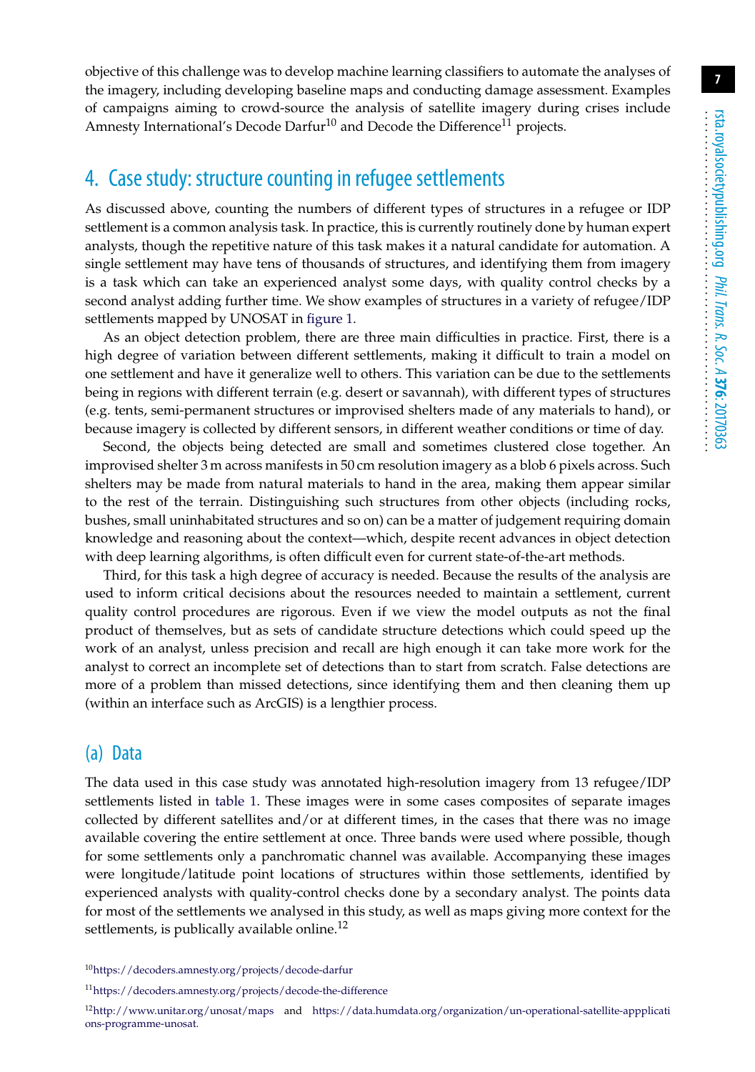objective of this challenge was to develop machine learning classifiers to automate the analyses of the imagery, including developing baseline maps and conducting damage assessment. Examples of campaigns aiming to crowd-source the analysis of satellite imagery during crises include Amnesty International's Decode Darfur[10] and Decode the Difference[11] projects.

## 4. Case study: structure counting in refugee settlements

As discussed above, counting the numbers of different types of structures in a refugee or IDP settlement is a common analysis task. In practice, this is currently routinely done by human expert analysts, though the repetitive nature of this task makes it a natural candidate for automation. A single settlement may have tens of thousands of structures, and identifying them from imagery is a task which can take an experienced analyst some days, with quality control checks by a second analyst adding further time. We show examples of structures in a variety of refugee/IDP settlements mapped by UNOSAT in figure 1.

As an object detection problem, there are three main difficulties in practice. First, there is a high degree of variation between different settlements, making it difficult to train a model on one settlement and have it generalize well to others. This variation can be due to the settlements being in regions with different terrain (e.g. desert or savannah), with different types of structures (e.g. tents, semi-permanent structures or improvised shelters made of any materials to hand), or because imagery is collected by different sensors, in different weather conditions or time of day.

Second, the objects being detected are small and sometimes clustered close together. An improvised shelter 3 m across manifests in 50 cm resolution imagery as a blob 6 pixels across. Such shelters may be made from natural materials to hand in the area, making them appear similar to the rest of the terrain. Distinguishing such structures from other objects (including rocks, bushes, small uninhabitated structures and so on) can be a matter of judgement requiring domain knowledge and reasoning about the context—which, despite recent advances in object detection with deep learning algorithms, is often difficult even for current state-of-the-art methods.

Third, for this task a high degree of accuracy is needed. Because the results of the analysis are used to inform critical decisions about the resources needed to maintain a settlement, current quality control procedures are rigorous. Even if we view the model outputs as not the final product of themselves, but as sets of candidate structure detections which could speed up the work of an analyst, unless precision and recall are high enough it can take more work for the analyst to correct an incomplete set of detections than to start from scratch. False detections are more of a problem than missed detections, since identifying them and then cleaning them up (within an interface such as ArcGIS) is a lengthier process.

### (a) Data

The data used in this case study was annotated high-resolution imagery from 13 refugee/IDP settlements listed in table 1. These images were in some cases composites of separate images collected by different satellites and/or at different times, in the cases that there was no image available covering the entire settlement at once. Three bands were used where possible, though for some settlements only a panchromatic channel was available. Accompanying these images were longitude/latitude point locations of structures within those settlements, identified by experienced analysts with quality-control checks done by a secondary analyst. The points data for most of the settlements we analysed in this study, as well as maps giving more context for the settlements, is publically available online.[12]

[10] https://decoders.amnesty.org/projects/decode-darfur

[11] https://decoders.amnesty.org/projects/decode-the-difference

[12] http://www.unitar.org/unosat/maps and https://data.humdata.org/organization/un-operational-satellite-appplications-programme-unosat.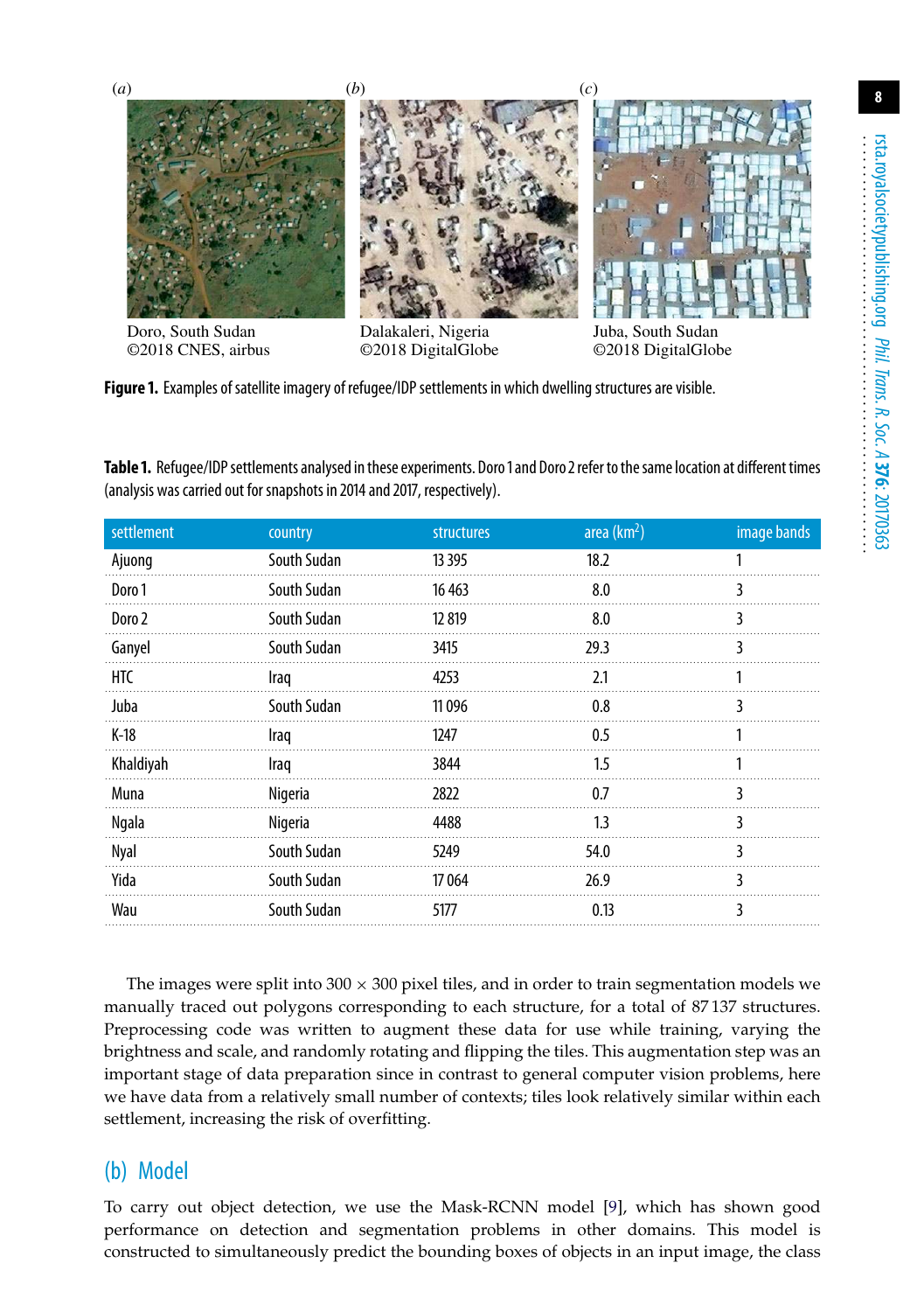(a) Doro, South Sudan ©2018 CNES, airbus

(b) Dalakaleri, Nigeria ©2018 DigitalGlobe

(c) Juba, South Sudan ©2018 DigitalGlobe

**Figure 1.** Examples of satellite imagery of refugee/IDP settlements in which dwelling structures are visible.

**Table 1.** Refugee/IDP settlements analysed in these experiments. Doro 1 and Doro 2 refer to the same location at different times (analysis was carried out for snapshots in 2014 and 2017, respectively).

| settlement | country | structures | area (km$^2$) | image bands |
|---|---|---|---|---|
| Ajuong | South Sudan | 13 395 | 18.2 | 1 |
| Doro 1 | South Sudan | 16 463 | 8.0 | 3 |
| Doro 2 | South Sudan | 12 819 | 8.0 | 3 |
| Ganyel | South Sudan | 3415 | 29.3 | 3 |
| HTC | Iraq | 4253 | 2.1 | 1 |
| Juba | South Sudan | 11 096 | 0.8 | 3 |
| K-18 | Iraq | 1247 | 0.5 | 1 |
| Khaldiyah | Iraq | 3844 | 1.5 | 1 |
| Muna | Nigeria | 2822 | 0.7 | 3 |
| Ngala | Nigeria | 4488 | 1.3 | 3 |
| Nyal | South Sudan | 5249 | 54.0 | 3 |
| Yida | South Sudan | 17 064 | 26.9 | 3 |
| Wau | South Sudan | 5177 | 0.13 | 3 |

The images were split into 300 × 300 pixel tiles, and in order to train segmentation models we manually traced out polygons corresponding to each structure, for a total of 87 137 structures. Preprocessing code was written to augment these data for use while training, varying the brightness and scale, and randomly rotating and flipping the tiles. This augmentation step was an important stage of data preparation since in contrast to general computer vision problems, here we have data from a relatively small number of contexts; tiles look relatively similar within each settlement, increasing the risk of overfitting.

## (b) Model

To carry out object detection, we use the Mask-RCNN model [9], which has shown good performance on detection and segmentation problems in other domains. This model is constructed to simultaneously predict the bounding boxes of objects in an input image, the class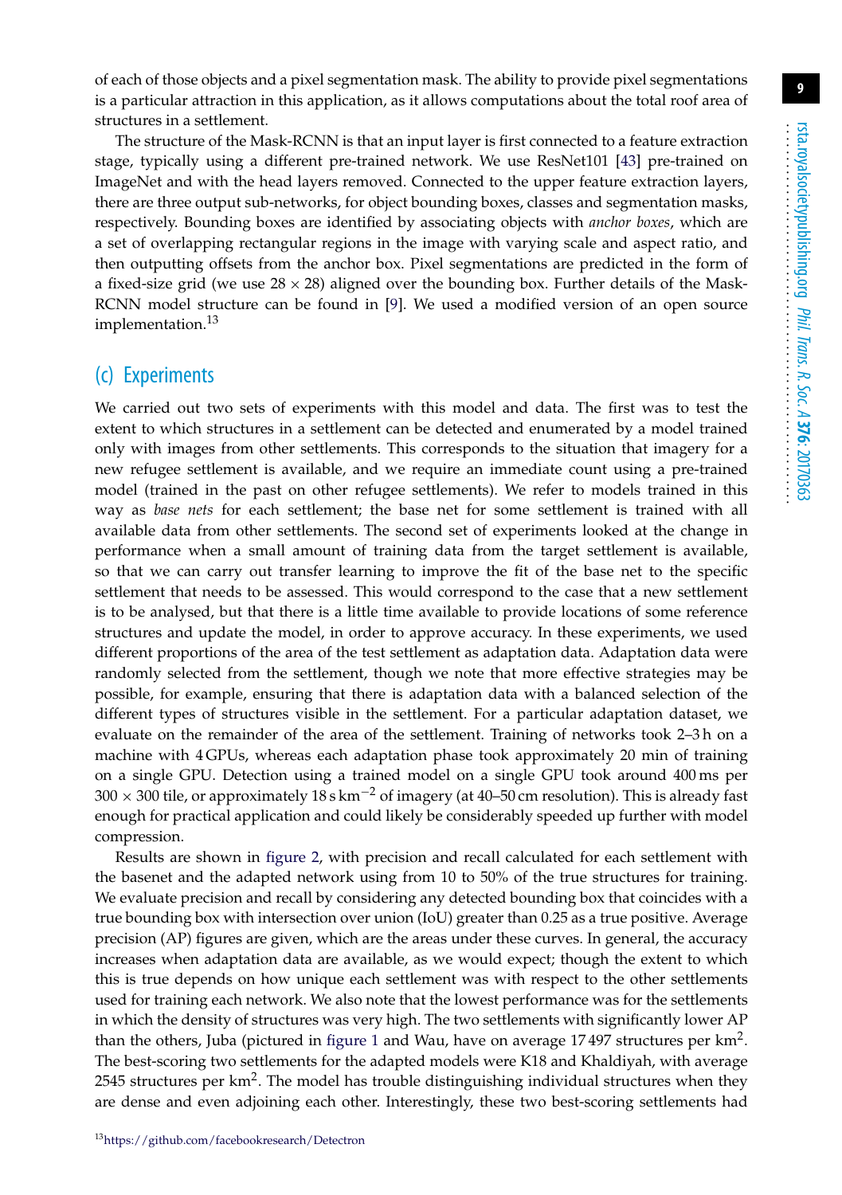of each of those objects and a pixel segmentation mask. The ability to provide pixel segmentations is a particular attraction in this application, as it allows computations about the total roof area of structures in a settlement.

The structure of the Mask-RCNN is that an input layer is first connected to a feature extraction stage, typically using a different pre-trained network. We use ResNet101 [43] pre-trained on ImageNet and with the head layers removed. Connected to the upper feature extraction layers, there are three output sub-networks, for object bounding boxes, classes and segmentation masks, respectively. Bounding boxes are identified by associating objects with *anchor boxes*, which are a set of overlapping rectangular regions in the image with varying scale and aspect ratio, and then outputting offsets from the anchor box. Pixel segmentations are predicted in the form of a fixed-size grid (we use $28 \times 28$) aligned over the bounding box. Further details of the Mask-RCNN model structure can be found in [9]. We used a modified version of an open source implementation.[13]

## (c) Experiments

We carried out two sets of experiments with this model and data. The first was to test the extent to which structures in a settlement can be detected and enumerated by a model trained only with images from other settlements. This corresponds to the situation that imagery for a new refugee settlement is available, and we require an immediate count using a pre-trained model (trained in the past on other refugee settlements). We refer to models trained in this way as *base nets* for each settlement; the base net for some settlement is trained with all available data from other settlements. The second set of experiments looked at the change in performance when a small amount of training data from the target settlement is available, so that we can carry out transfer learning to improve the fit of the base net to the specific settlement that needs to be assessed. This would correspond to the case that a new settlement is to be analysed, but that there is a little time available to provide locations of some reference structures and update the model, in order to approve accuracy. In these experiments, we used different proportions of the area of the test settlement as adaptation data. Adaptation data were randomly selected from the settlement, though we note that more effective strategies may be possible, for example, ensuring that there is adaptation data with a balanced selection of the different types of structures visible in the settlement. For a particular adaptation dataset, we evaluate on the remainder of the area of the settlement. Training of networks took 2–3 h on a machine with 4 GPUs, whereas each adaptation phase took approximately 20 min of training on a single GPU. Detection using a trained model on a single GPU took around 400 ms per $300 \times 300$ tile, or approximately $18\,\mathrm{s\,km^{-2}}$ of imagery (at 40–50 cm resolution). This is already fast enough for practical application and could likely be considerably speeded up further with model compression.

Results are shown in figure 2, with precision and recall calculated for each settlement with the basenet and the adapted network using from 10 to 50% of the true structures for training. We evaluate precision and recall by considering any detected bounding box that coincides with a true bounding box with intersection over union (IoU) greater than 0.25 as a true positive. Average precision (AP) figures are given, which are the areas under these curves. In general, the accuracy increases when adaptation data are available, as we would expect; though the extent to which this is true depends on how unique each settlement was with respect to the other settlements used for training each network. We also note that the lowest performance was for the settlements in which the density of structures was very high. The two settlements with significantly lower AP than the others, Juba (pictured in figure 1 and Wau, have on average 17 497 structures per $\mathrm{km}^2$. The best-scoring two settlements for the adapted models were K18 and Khaldiyah, with average 2545 structures per $\mathrm{km}^2$. The model has trouble distinguishing individual structures when they are dense and even adjoining each other. Interestingly, these two best-scoring settlements had

[13] https://github.com/facebookresearch/Detectron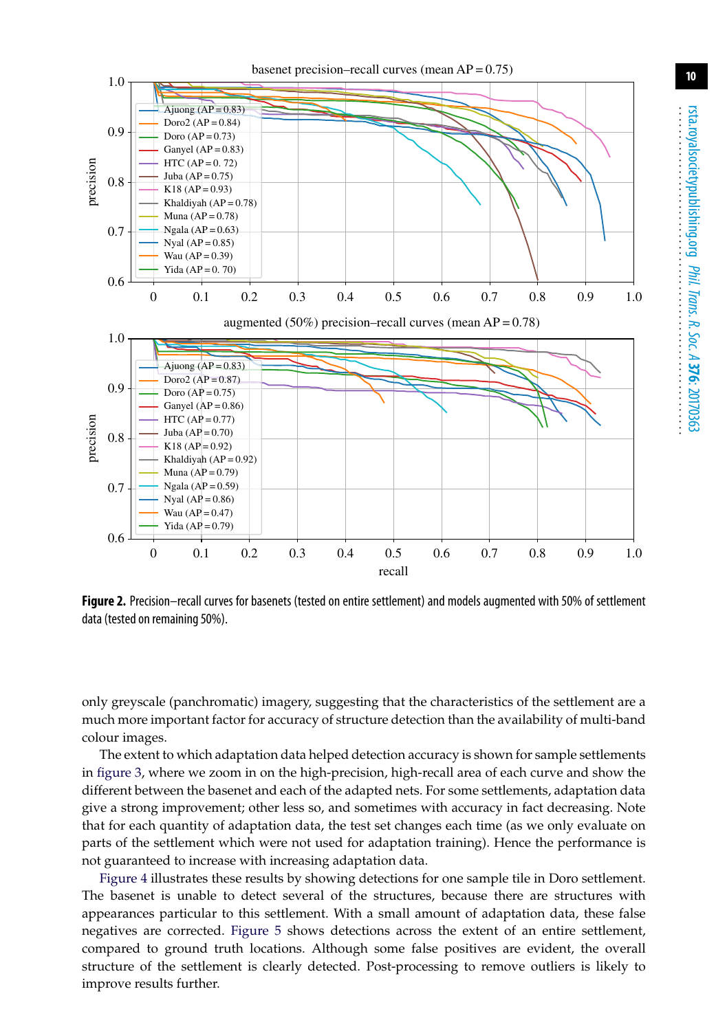**Figure 2.** Precision–recall curves for basenets (tested on entire settlement) and models augmented with 50% of settlement data (tested on remaining 50%).

only greyscale (panchromatic) imagery, suggesting that the characteristics of the settlement are a much more important factor for accuracy of structure detection than the availability of multi-band colour images.

The extent to which adaptation data helped detection accuracy is shown for sample settlements in figure 3, where we zoom in on the high-precision, high-recall area of each curve and show the different between the basenet and each of the adapted nets. For some settlements, adaptation data give a strong improvement; other less so, and sometimes with accuracy in fact decreasing. Note that for each quantity of adaptation data, the test set changes each time (as we only evaluate on parts of the settlement which were not used for adaptation training). Hence the performance is not guaranteed to increase with increasing adaptation data.

Figure 4 illustrates these results by showing detections for one sample tile in Doro settlement. The basenet is unable to detect several of the structures, because there are structures with appearances particular to this settlement. With a small amount of adaptation data, these false negatives are corrected. Figure 5 shows detections across the extent of an entire settlement, compared to ground truth locations. Although some false positives are evident, the overall structure of the settlement is clearly detected. Post-processing to remove outliers is likely to improve results further.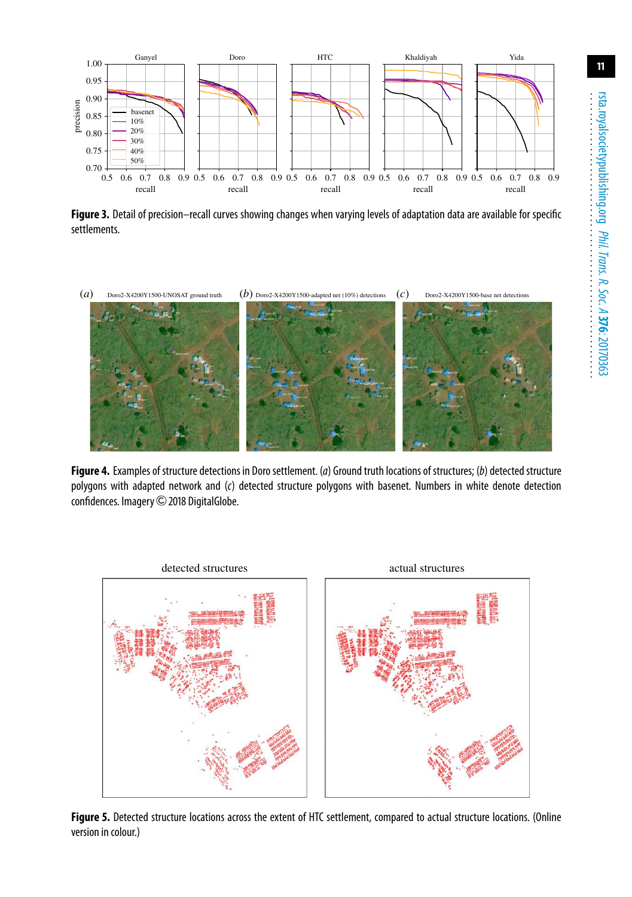**Figure 3.** Detail of precision–recall curves showing changes when varying levels of adaptation data are available for specific settlements.

**Figure 4.** Examples of structure detections in Doro settlement. (*a*) Ground truth locations of structures; (*b*) detected structure polygons with adapted network and (*c*) detected structure polygons with basenet. Numbers in white denote detection confidences. Imagery © 2018 DigitalGlobe.

**Figure 5.** Detected structure locations across the extent of HTC settlement, compared to actual structure locations. (Online version in colour.)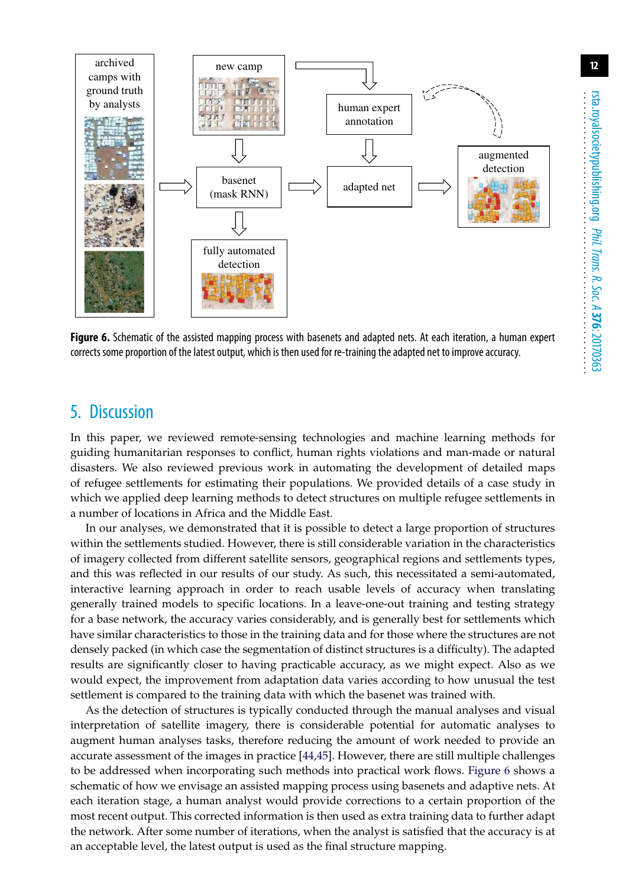archived camps with ground truth by analysts

new camp

human expert annotation

basenet (mask RNN)

adapted net

augmented detection

fully automated detection

**Figure 6.** Schematic of the assisted mapping process with basenets and adapted nets. At each iteration, a human expert corrects some proportion of the latest output, which is then used for re-training the adapted net to improve accuracy.

## 5. Discussion

In this paper, we reviewed remote-sensing technologies and machine learning methods for guiding humanitarian responses to conflict, human rights violations and man-made or natural disasters. We also reviewed previous work in automating the development of detailed maps of refugee settlements for estimating their populations. We provided details of a case study in which we applied deep learning methods to detect structures on multiple refugee settlements in a number of locations in Africa and the Middle East.

In our analyses, we demonstrated that it is possible to detect a large proportion of structures within the settlements studied. However, there is still considerable variation in the characteristics of imagery collected from different satellite sensors, geographical regions and settlements types, and this was reflected in our results of our study. As such, this necessitated a semi-automated, interactive learning approach in order to reach usable levels of accuracy when translating generally trained models to specific locations. In a leave-one-out training and testing strategy for a base network, the accuracy varies considerably, and is generally best for settlements which have similar characteristics to those in the training data and for those where the structures are not densely packed (in which case the segmentation of distinct structures is a difficulty). The adapted results are significantly closer to having practicable accuracy, as we might expect. Also as we would expect, the improvement from adaptation data varies according to how unusual the test settlement is compared to the training data with which the basenet was trained with.

As the detection of structures is typically conducted through the manual analyses and visual interpretation of satellite imagery, there is considerable potential for automatic analyses to augment human analyses tasks, therefore reducing the amount of work needed to provide an accurate assessment of the images in practice [44,45]. However, there are still multiple challenges to be addressed when incorporating such methods into practical work flows. Figure 6 shows a schematic of how we envisage an assisted mapping process using basenets and adaptive nets. At each iteration stage, a human analyst would provide corrections to a certain proportion of the most recent output. This corrected information is then used as extra training data to further adapt the network. After some number of iterations, when the analyst is satisfied that the accuracy is at an acceptable level, the latest output is used as the final structure mapping.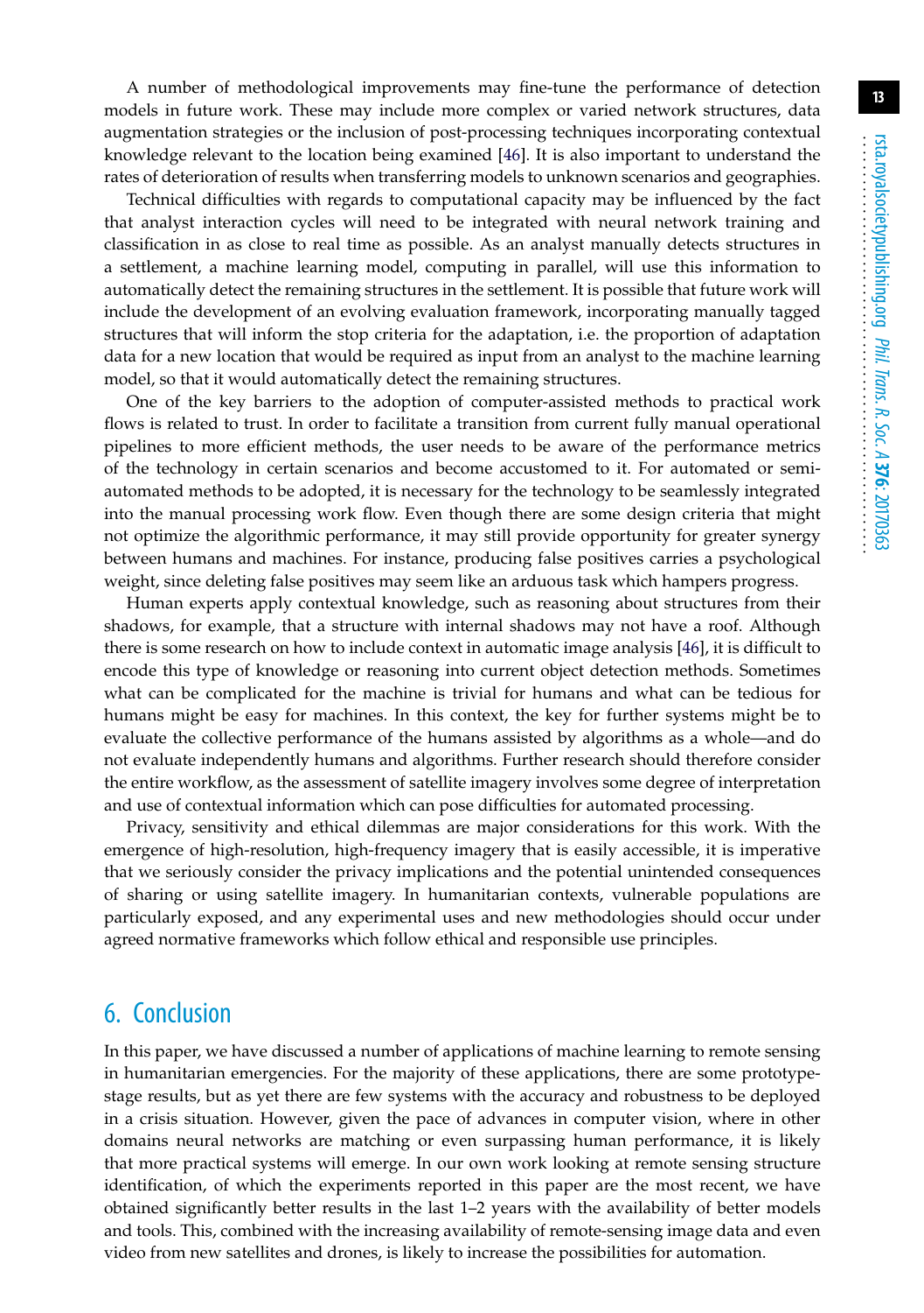A number of methodological improvements may fine-tune the performance of detection models in future work. These may include more complex or varied network structures, data augmentation strategies or the inclusion of post-processing techniques incorporating contextual knowledge relevant to the location being examined [46]. It is also important to understand the rates of deterioration of results when transferring models to unknown scenarios and geographies.

Technical difficulties with regards to computational capacity may be influenced by the fact that analyst interaction cycles will need to be integrated with neural network training and classification in as close to real time as possible. As an analyst manually detects structures in a settlement, a machine learning model, computing in parallel, will use this information to automatically detect the remaining structures in the settlement. It is possible that future work will include the development of an evolving evaluation framework, incorporating manually tagged structures that will inform the stop criteria for the adaptation, i.e. the proportion of adaptation data for a new location that would be required as input from an analyst to the machine learning model, so that it would automatically detect the remaining structures.

One of the key barriers to the adoption of computer-assisted methods to practical work flows is related to trust. In order to facilitate a transition from current fully manual operational pipelines to more efficient methods, the user needs to be aware of the performance metrics of the technology in certain scenarios and become accustomed to it. For automated or semi-automated methods to be adopted, it is necessary for the technology to be seamlessly integrated into the manual processing work flow. Even though there are some design criteria that might not optimize the algorithmic performance, it may still provide opportunity for greater synergy between humans and machines. For instance, producing false positives carries a psychological weight, since deleting false positives may seem like an arduous task which hampers progress.

Human experts apply contextual knowledge, such as reasoning about structures from their shadows, for example, that a structure with internal shadows may not have a roof. Although there is some research on how to include context in automatic image analysis [46], it is difficult to encode this type of knowledge or reasoning into current object detection methods. Sometimes what can be complicated for the machine is trivial for humans and what can be tedious for humans might be easy for machines. In this context, the key for further systems might be to evaluate the collective performance of the humans assisted by algorithms as a whole—and do not evaluate independently humans and algorithms. Further research should therefore consider the entire workflow, as the assessment of satellite imagery involves some degree of interpretation and use of contextual information which can pose difficulties for automated processing.

Privacy, sensitivity and ethical dilemmas are major considerations for this work. With the emergence of high-resolution, high-frequency imagery that is easily accessible, it is imperative that we seriously consider the privacy implications and the potential unintended consequences of sharing or using satellite imagery. In humanitarian contexts, vulnerable populations are particularly exposed, and any experimental uses and new methodologies should occur under agreed normative frameworks which follow ethical and responsible use principles.

## 6. Conclusion

In this paper, we have discussed a number of applications of machine learning to remote sensing in humanitarian emergencies. For the majority of these applications, there are some prototype-stage results, but as yet there are few systems with the accuracy and robustness to be deployed in a crisis situation. However, given the pace of advances in computer vision, where in other domains neural networks are matching or even surpassing human performance, it is likely that more practical systems will emerge. In our own work looking at remote sensing structure identification, of which the experiments reported in this paper are the most recent, we have obtained significantly better results in the last 1–2 years with the availability of better models and tools. This, combined with the increasing availability of remote-sensing image data and even video from new satellites and drones, is likely to increase the possibilities for automation.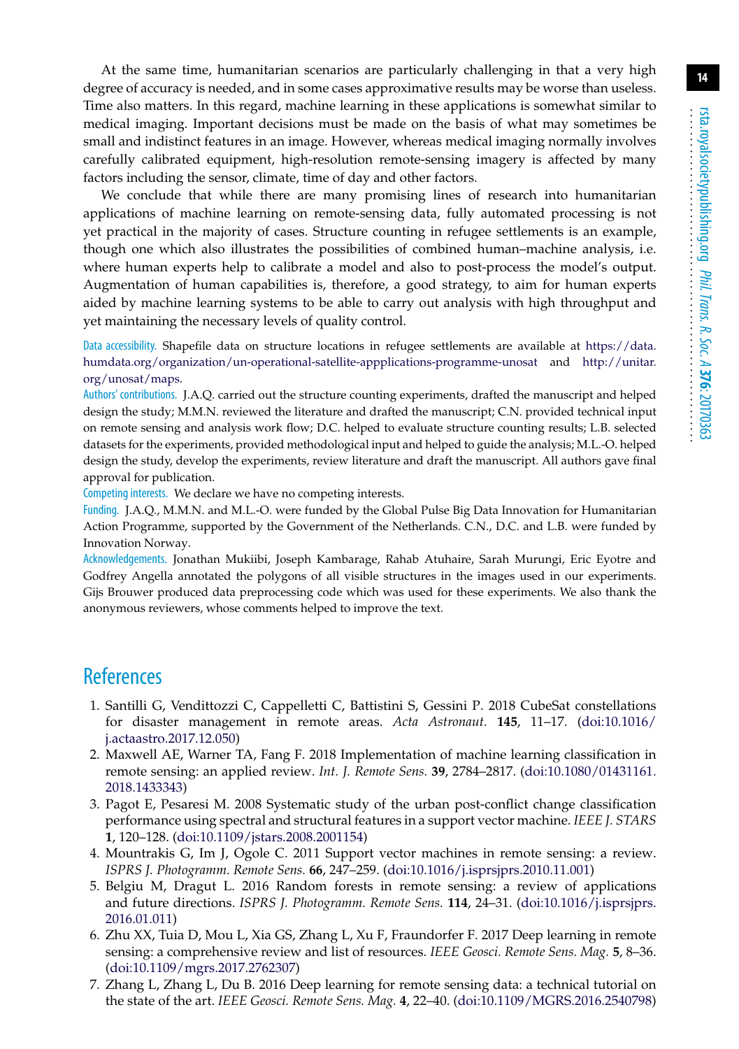At the same time, humanitarian scenarios are particularly challenging in that a very high degree of accuracy is needed, and in some cases approximative results may be worse than useless. Time also matters. In this regard, machine learning in these applications is somewhat similar to medical imaging. Important decisions must be made on the basis of what may sometimes be small and indistinct features in an image. However, whereas medical imaging normally involves carefully calibrated equipment, high-resolution remote-sensing imagery is affected by many factors including the sensor, climate, time of day and other factors.

We conclude that while there are many promising lines of research into humanitarian applications of machine learning on remote-sensing data, fully automated processing is not yet practical in the majority of cases. Structure counting in refugee settlements is an example, though one which also illustrates the possibilities of combined human–machine analysis, i.e. where human experts help to calibrate a model and also to post-process the model's output. Augmentation of human capabilities is, therefore, a good strategy, to aim for human experts aided by machine learning systems to be able to carry out analysis with high throughput and yet maintaining the necessary levels of quality control.

Data accessibility. Shapefile data on structure locations in refugee settlements are available at https://data.humdata.org/organization/un-operational-satellite-appplications-programme-unosat and http://unitar.org/unosat/maps.

Authors' contributions. J.A.Q. carried out the structure counting experiments, drafted the manuscript and helped design the study; M.M.N. reviewed the literature and drafted the manuscript; C.N. provided technical input on remote sensing and analysis work flow; D.C. helped to evaluate structure counting results; L.B. selected datasets for the experiments, provided methodological input and helped to guide the analysis; M.L.-O. helped design the study, develop the experiments, review literature and draft the manuscript. All authors gave final approval for publication.

Competing interests. We declare we have no competing interests.

Funding. J.A.Q., M.M.N. and M.L.-O. were funded by the Global Pulse Big Data Innovation for Humanitarian Action Programme, supported by the Government of the Netherlands. C.N., D.C. and L.B. were funded by Innovation Norway.

Acknowledgements. Jonathan Mukiibi, Joseph Kambarage, Rahab Atuhaire, Sarah Murungi, Eric Eyotre and Godfrey Angella annotated the polygons of all visible structures in the images used in our experiments. Gijs Brouwer produced data preprocessing code which was used for these experiments. We also thank the anonymous reviewers, whose comments helped to improve the text.

## References

1. Santilli G, Vendittozzi C, Cappelletti C, Battistini S, Gessini P. 2018 CubeSat constellations for disaster management in remote areas. *Acta Astronaut.* **145**, 11–17. (doi:10.1016/j.actaastro.2017.12.050)
2. Maxwell AE, Warner TA, Fang F. 2018 Implementation of machine learning classification in remote sensing: an applied review. *Int. J. Remote Sens.* **39**, 2784–2817. (doi:10.1080/01431161.2018.1433343)
3. Pagot E, Pesaresi M. 2008 Systematic study of the urban post-conflict change classification performance using spectral and structural features in a support vector machine. *IEEE J. STARS* **1**, 120–128. (doi:10.1109/jstars.2008.2001154)
4. Mountrakis G, Im J, Ogole C. 2011 Support vector machines in remote sensing: a review. *ISPRS J. Photogramm. Remote Sens.* **66**, 247–259. (doi:10.1016/j.isprsjprs.2010.11.001)
5. Belgiu M, Dragut L. 2016 Random forests in remote sensing: a review of applications and future directions. *ISPRS J. Photogramm. Remote Sens.* **114**, 24–31. (doi:10.1016/j.isprsjprs.2016.01.011)
6. Zhu XX, Tuia D, Mou L, Xia GS, Zhang L, Xu F, Fraundorfer F. 2017 Deep learning in remote sensing: a comprehensive review and list of resources. *IEEE Geosci. Remote Sens. Mag.* **5**, 8–36. (doi:10.1109/mgrs.2017.2762307)
7. Zhang L, Zhang L, Du B. 2016 Deep learning for remote sensing data: a technical tutorial on the state of the art. *IEEE Geosci. Remote Sens. Mag.* **4**, 22–40. (doi:10.1109/MGRS.2016.2540798)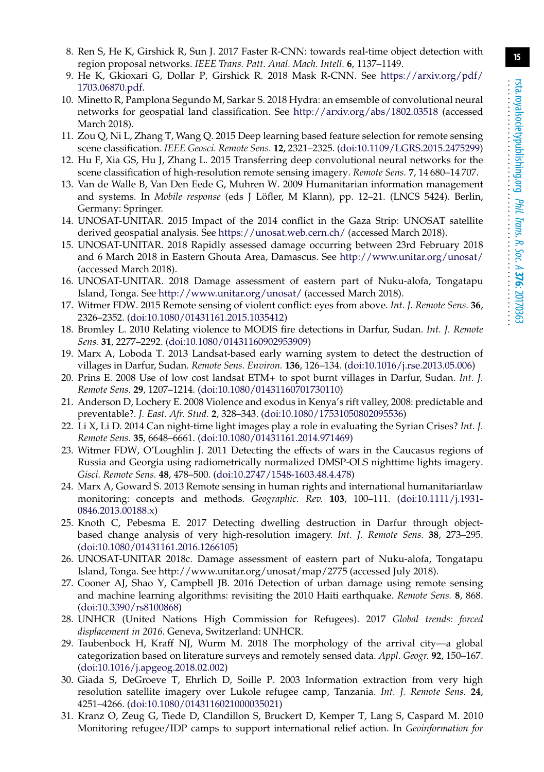8. Ren S, He K, Girshick R, Sun J. 2017 Faster R-CNN: towards real-time object detection with region proposal networks. *IEEE Trans. Patt. Anal. Mach. Intell.* **6**, 1137–1149.
9. He K, Gkioxari G, Dollar P, Girshick R. 2018 Mask R-CNN. See https://arxiv.org/pdf/1703.06870.pdf.
10. Minetto R, Pamplona Segundo M, Sarkar S. 2018 Hydra: an emsemble of convolutional neural networks for geospatial land classification. See http://arxiv.org/abs/1802.03518 (accessed March 2018).
11. Zou Q, Ni L, Zhang T, Wang Q. 2015 Deep learning based feature selection for remote sensing scene classification. *IEEE Geosci. Remote Sens.* **12**, 2321–2325. (doi:10.1109/LGRS.2015.2475299)
12. Hu F, Xia GS, Hu J, Zhang L. 2015 Transferring deep convolutional neural networks for the scene classification of high-resolution remote sensing imagery. *Remote Sens.* **7**, 14 680–14 707.
13. Van de Walle B, Van Den Eede G, Muhren W. 2009 Humanitarian information management and systems. In *Mobile response* (eds J Löfler, M Klann), pp. 12–21. (LNCS 5424). Berlin, Germany: Springer.
14. UNOSAT-UNITAR. 2015 Impact of the 2014 conflict in the Gaza Strip: UNOSAT satellite derived geospatial analysis. See https://unosat.web.cern.ch/ (accessed March 2018).
15. UNOSAT-UNITAR. 2018 Rapidly assessed damage occurring between 23rd February 2018 and 6 March 2018 in Eastern Ghouta Area, Damascus. See http://www.unitar.org/unosat/ (accessed March 2018).
16. UNOSAT-UNITAR. 2018 Damage assessment of eastern part of Nuku-alofa, Tongatapu Island, Tonga. See http://www.unitar.org/unosat/ (accessed March 2018).
17. Witmer FDW. 2015 Remote sensing of violent conflict: eyes from above. *Int. J. Remote Sens.* **36**, 2326–2352. (doi:10.1080/01431161.2015.1035412)
18. Bromley L. 2010 Relating violence to MODIS fire detections in Darfur, Sudan. *Int. J. Remote Sens.* **31**, 2277–2292. (doi:10.1080/01431160902953909)
19. Marx A, Loboda T. 2013 Landsat-based early warning system to detect the destruction of villages in Darfur, Sudan. *Remote Sens. Environ.* **136**, 126–134. (doi:10.1016/j.rse.2013.05.006)
20. Prins E. 2008 Use of low cost landsat ETM+ to spot burnt villages in Darfur, Sudan. *Int. J. Remote Sens.* **29**, 1207–1214. (doi:10.1080/01431160701730110)
21. Anderson D, Lochery E. 2008 Violence and exodus in Kenya's rift valley, 2008: predictable and preventable?. *J. East. Afr. Stud.* **2**, 328–343. (doi:10.1080/17531050802095536)
22. Li X, Li D. 2014 Can night-time light images play a role in evaluating the Syrian Crises? *Int. J. Remote Sens.* **35**, 6648–6661. (doi:10.1080/01431161.2014.971469)
23. Witmer FDW, O'Loughlin J. 2011 Detecting the effects of wars in the Caucasus regions of Russia and Georgia using radiometrically normalized DMSP-OLS nighttime lights imagery. *Gisci. Remote Sens.* **48**, 478–500. (doi:10.2747/1548-1603.48.4.478)
24. Marx A, Goward S. 2013 Remote sensing in human rights and international humanitarianlaw monitoring: concepts and methods. *Geographic. Rev.* **103**, 100–111. (doi:10.1111/j.1931-0846.2013.00188.x)
25. Knoth C, Pebesma E. 2017 Detecting dwelling destruction in Darfur through object-based change analysis of very high-resolution imagery. *Int. J. Remote Sens.* **38**, 273–295. (doi:10.1080/01431161.2016.1266105)
26. UNOSAT-UNITAR 2018c. Damage assessment of eastern part of Nuku-alofa, Tongatapu Island, Tonga. See http://www.unitar.org/unosat/map/2775 (accessed July 2018).
27. Cooner AJ, Shao Y, Campbell JB. 2016 Detection of urban damage using remote sensing and machine learning algorithms: revisiting the 2010 Haiti earthquake. *Remote Sens.* **8**, 868. (doi:10.3390/rs8100868)
28. UNHCR (United Nations High Commission for Refugees). 2017 *Global trends: forced displacement in 2016*. Geneva, Switzerland: UNHCR.
29. Taubenbock H, Kraff NJ, Wurm M. 2018 The morphology of the arrival city—a global categorization based on literature surveys and remotely sensed data. *Appl. Geogr.* **92**, 150–167. (doi:10.1016/j.apgeog.2018.02.002)
30. Giada S, DeGroeve T, Ehrlich D, Soille P. 2003 Information extraction from very high resolution satellite imagery over Lukole refugee camp, Tanzania. *Int. J. Remote Sens.* **24**, 4251–4266. (doi:10.1080/0143116021000035021)
31. Kranz O, Zeug G, Tiede D, Clandillon S, Bruckert D, Kemper T, Lang S, Caspard M. 2010 Monitoring refugee/IDP camps to support international relief action. In *Geoinformation for*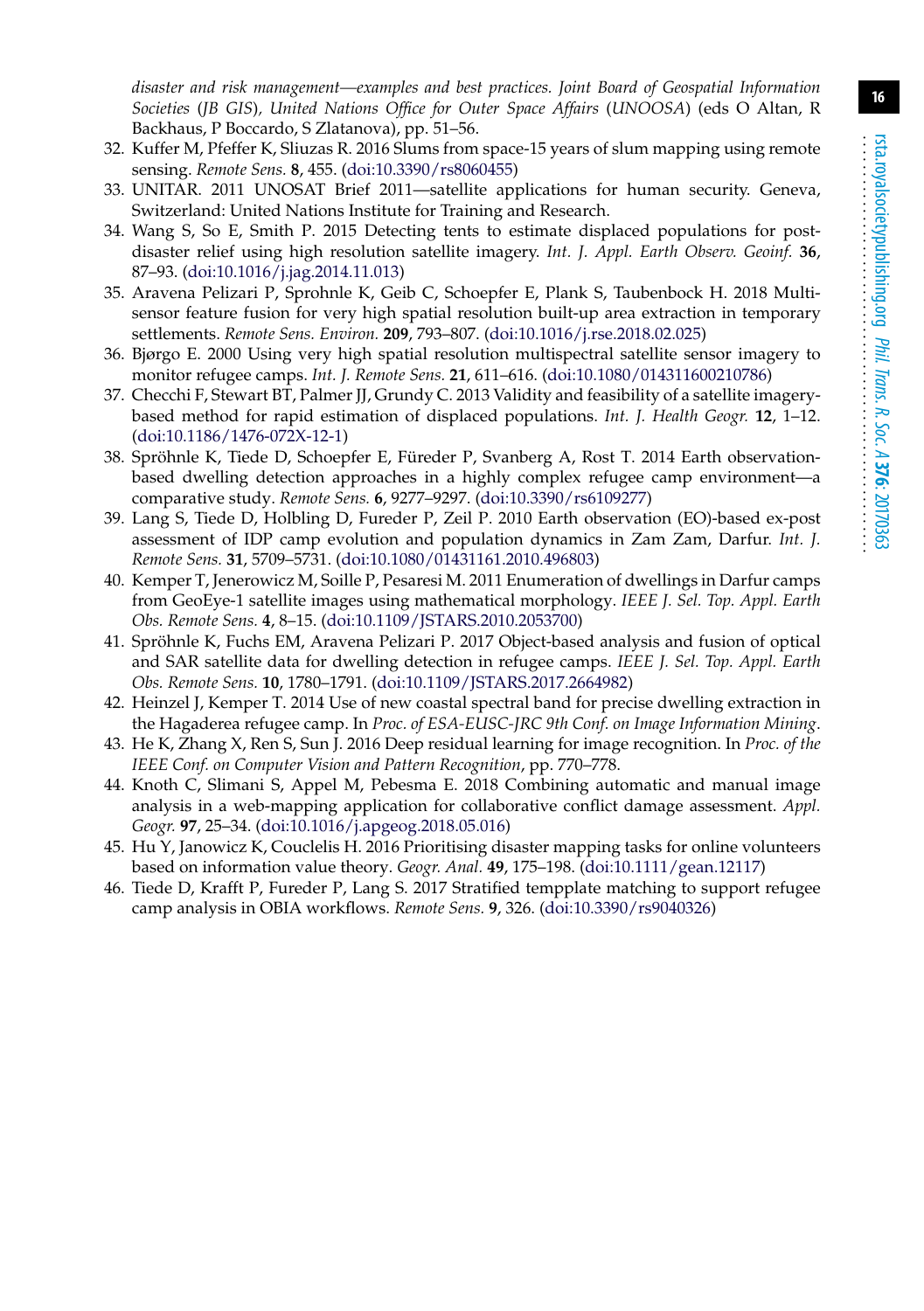*disaster and risk management—examples and best practices. Joint Board of Geospatial Information Societies (JB GIS), United Nations Office for Outer Space Affairs (UNOOSA)* (eds O Altan, R Backhaus, P Boccardo, S Zlatanova), pp. 51–56.

32. Kuffer M, Pfeffer K, Sliuzas R. 2016 Slums from space-15 years of slum mapping using remote sensing. *Remote Sens.* **8**, 455. (doi:10.3390/rs8060455)
33. UNITAR. 2011 UNOSAT Brief 2011—satellite applications for human security. Geneva, Switzerland: United Nations Institute for Training and Research.
34. Wang S, So E, Smith P. 2015 Detecting tents to estimate displaced populations for post-disaster relief using high resolution satellite imagery. *Int. J. Appl. Earth Observ. Geoinf.* **36**, 87–93. (doi:10.1016/j.jag.2014.11.013)
35. Aravena Pelizari P, Sprohnle K, Geib C, Schoepfer E, Plank S, Taubenbock H. 2018 Multi-sensor feature fusion for very high spatial resolution built-up area extraction in temporary settlements. *Remote Sens. Environ.* **209**, 793–807. (doi:10.1016/j.rse.2018.02.025)
36. Bjørgo E. 2000 Using very high spatial resolution multispectral satellite sensor imagery to monitor refugee camps. *Int. J. Remote Sens.* **21**, 611–616. (doi:10.1080/014311600210786)
37. Checchi F, Stewart BT, Palmer JJ, Grundy C. 2013 Validity and feasibility of a satellite imagery-based method for rapid estimation of displaced populations. *Int. J. Health Geogr.* **12**, 1–12. (doi:10.1186/1476-072X-12-1)
38. Spröhnle K, Tiede D, Schoepfer E, Füreder P, Svanberg A, Rost T. 2014 Earth observation-based dwelling detection approaches in a highly complex refugee camp environment—a comparative study. *Remote Sens.* **6**, 9277–9297. (doi:10.3390/rs6109277)
39. Lang S, Tiede D, Holbling D, Fureder P, Zeil P. 2010 Earth observation (EO)-based ex-post assessment of IDP camp evolution and population dynamics in Zam Zam, Darfur. *Int. J. Remote Sens.* **31**, 5709–5731. (doi:10.1080/01431161.2010.496803)
40. Kemper T, Jenerowicz M, Soille P, Pesaresi M. 2011 Enumeration of dwellings in Darfur camps from GeoEye-1 satellite images using mathematical morphology. *IEEE J. Sel. Top. Appl. Earth Obs. Remote Sens.* **4**, 8–15. (doi:10.1109/JSTARS.2010.2053700)
41. Spröhnle K, Fuchs EM, Aravena Pelizari P. 2017 Object-based analysis and fusion of optical and SAR satellite data for dwelling detection in refugee camps. *IEEE J. Sel. Top. Appl. Earth Obs. Remote Sens.* **10**, 1780–1791. (doi:10.1109/JSTARS.2017.2664982)
42. Heinzel J, Kemper T. 2014 Use of new coastal spectral band for precise dwelling extraction in the Hagaderea refugee camp. In *Proc. of ESA-EUSC-JRC 9th Conf. on Image Information Mining*.
43. He K, Zhang X, Ren S, Sun J. 2016 Deep residual learning for image recognition. In *Proc. of the IEEE Conf. on Computer Vision and Pattern Recognition*, pp. 770–778.
44. Knoth C, Slimani S, Appel M, Pebesma E. 2018 Combining automatic and manual image analysis in a web-mapping application for collaborative conflict damage assessment. *Appl. Geogr.* **97**, 25–34. (doi:10.1016/j.apgeog.2018.05.016)
45. Hu Y, Janowicz K, Couclelis H. 2016 Prioritising disaster mapping tasks for online volunteers based on information value theory. *Geogr. Anal.* **49**, 175–198. (doi:10.1111/gean.12117)
46. Tiede D, Krafft P, Fureder P, Lang S. 2017 Stratified tempplate matching to support refugee camp analysis in OBIA workflows. *Remote Sens.* **9**, 326. (doi:10.3390/rs9040326)